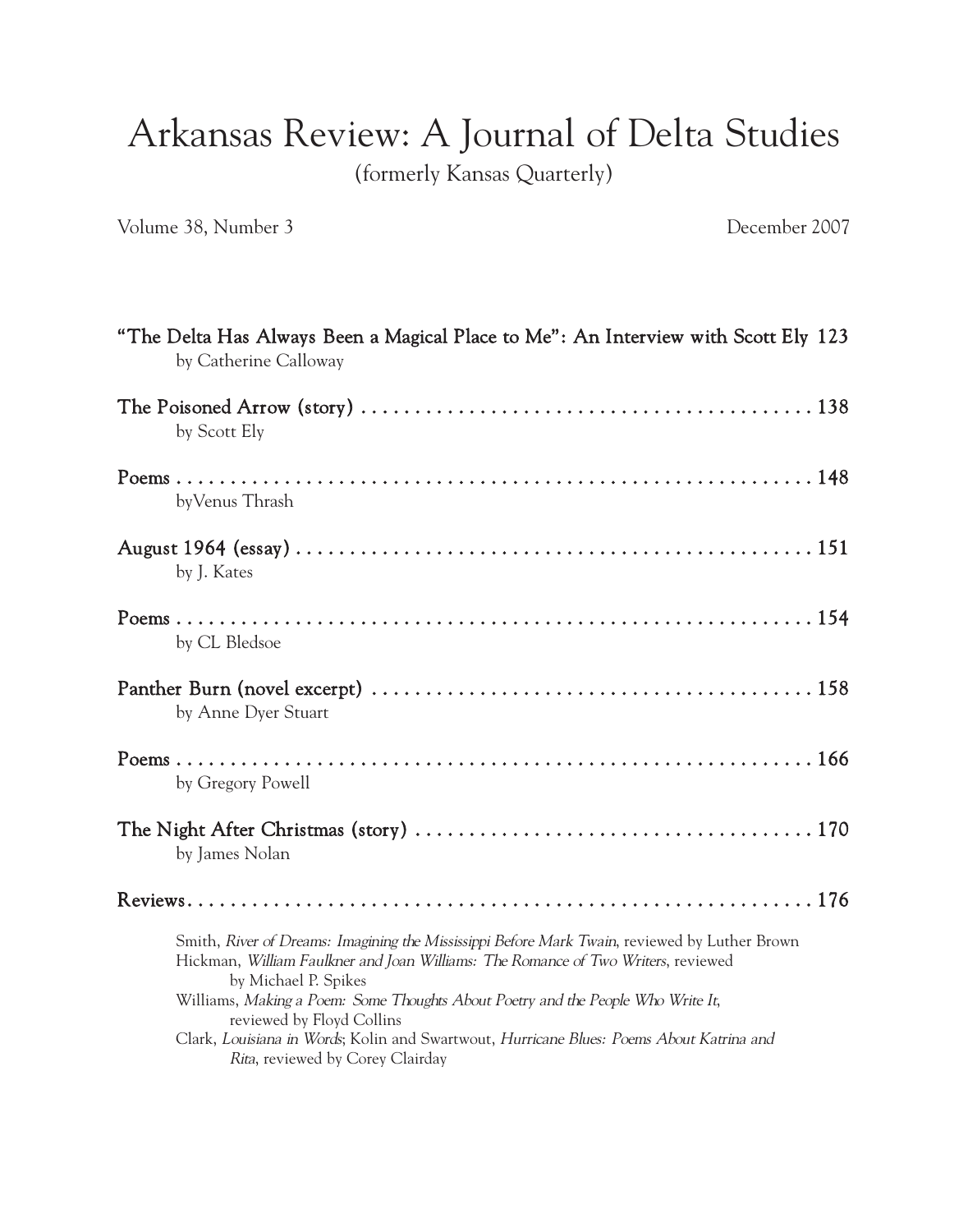# Arkansas Review: A Journal of Delta Studies

(formerly Kansas Quarterly)

Volume 38, Number 3 December 2007

**"The Delta Has Always Been a Magical Place to Me": An Interview with Scott Ely** 123
by Catherine Calloway

**The Poisoned Arrow (story)** . . . . . . . . . . . . . . . . . . . . . . . . . . . . . . . . . . . . . . . . . . 138
by Scott Ely

**Poems** . . . . . . . . . . . . . . . . . . . . . . . . . . . . . . . . . . . . . . . . . . . . . . . . . . . . . . . . . . 148
byVenus Thrash

**August 1964 (essay)** . . . . . . . . . . . . . . . . . . . . . . . . . . . . . . . . . . . . . . . . . . . . . . . . 151
by J. Kates

**Poems** . . . . . . . . . . . . . . . . . . . . . . . . . . . . . . . . . . . . . . . . . . . . . . . . . . . . . . . . . . 154
by CL Bledsoe

**Panther Burn (novel excerpt)** . . . . . . . . . . . . . . . . . . . . . . . . . . . . . . . . . . . . . . . . . . 158
by Anne Dyer Stuart

**Poems** . . . . . . . . . . . . . . . . . . . . . . . . . . . . . . . . . . . . . . . . . . . . . . . . . . . . . . . . . . 166
by Gregory Powell

**The Night After Christmas (story)** . . . . . . . . . . . . . . . . . . . . . . . . . . . . . . . . . . . . . 170
by James Nolan

**Reviews** . . . . . . . . . . . . . . . . . . . . . . . . . . . . . . . . . . . . . . . . . . . . . . . . . . . . . . . . . 176

Smith, *River of Dreams: Imagining the Mississippi Before Mark Twain*, reviewed by Luther Brown
Hickman, *William Faulkner and Joan Williams: The Romance of Two Writers*, reviewed by Michael P. Spikes
Williams, *Making a Poem: Some Thoughts About Poetry and the People Who Write It*, reviewed by Floyd Collins
Clark, *Louisiana in Words*; Kolin and Swartwout, *Hurricane Blues: Poems About Katrina and Rita*, reviewed by Corey Clairday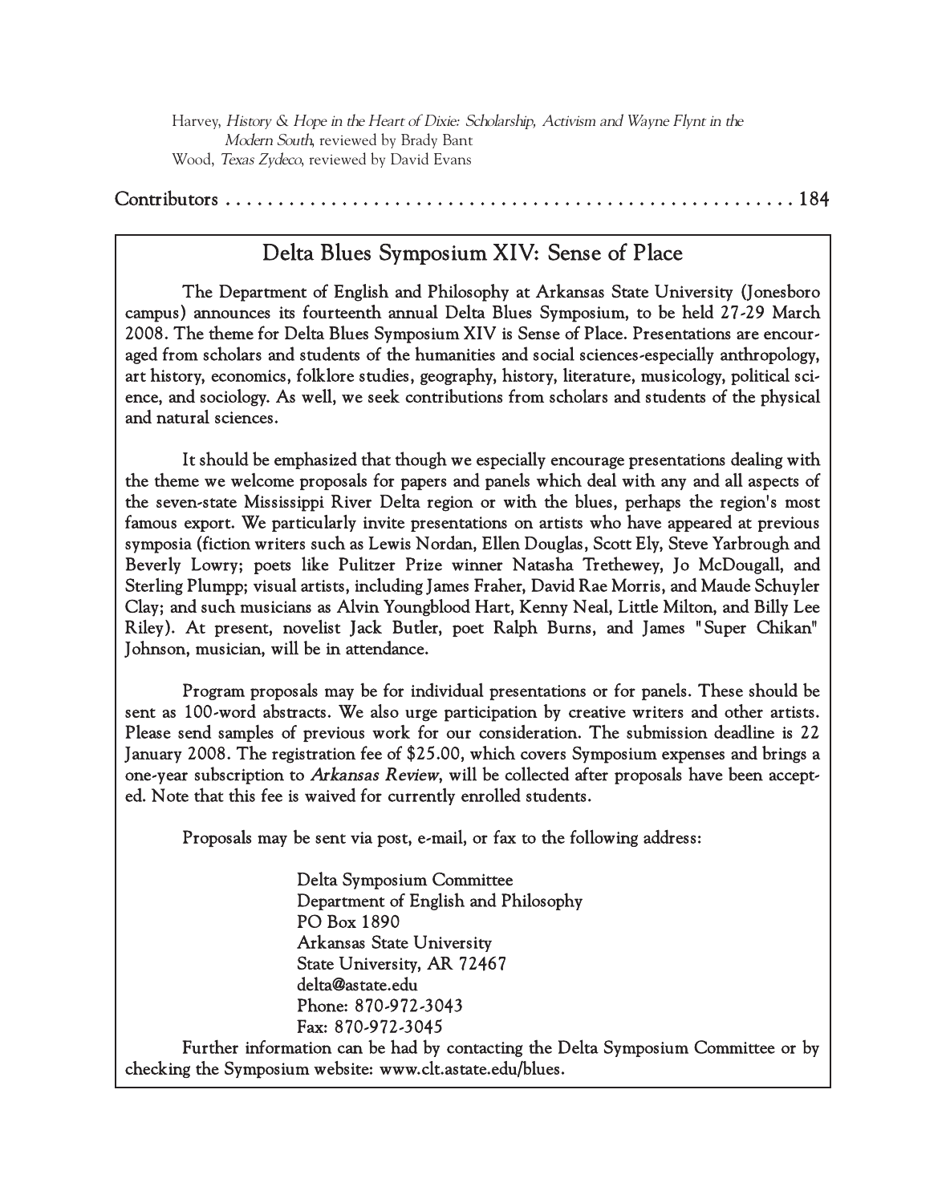Harvey, *History & Hope in the Heart of Dixie: Scholarship, Activism and Wayne Flynt in the Modern South*, reviewed by Brady Bant
Wood, *Texas Zydeco*, reviewed by David Evans

**Contributors** . . . . . . . . . . . . . . . . . . . . . . . . . . . . . . . . . . . . . . . . . . . . . . . . . . . . . . . 184

## Delta Blues Symposium XIV: Sense of Place

The Department of English and Philosophy at Arkansas State University (Jonesboro campus) announces its fourteenth annual Delta Blues Symposium, to be held 27-29 March 2008. The theme for Delta Blues Symposium XIV is Sense of Place. Presentations are encouraged from scholars and students of the humanities and social sciences-especially anthropology, art history, economics, folklore studies, geography, history, literature, musicology, political science, and sociology. As well, we seek contributions from scholars and students of the physical and natural sciences.

It should be emphasized that though we especially encourage presentations dealing with the theme we welcome proposals for papers and panels which deal with any and all aspects of the seven-state Mississippi River Delta region or with the blues, perhaps the region's most famous export. We particularly invite presentations on artists who have appeared at previous symposia (fiction writers such as Lewis Nordan, Ellen Douglas, Scott Ely, Steve Yarbrough and Beverly Lowry; poets like Pulitzer Prize winner Natasha Trethewey, Jo McDougall, and Sterling Plumpp; visual artists, including James Fraher, David Rae Morris, and Maude Schuyler Clay; and such musicians as Alvin Youngblood Hart, Kenny Neal, Little Milton, and Billy Lee Riley). At present, novelist Jack Butler, poet Ralph Burns, and James "Super Chikan" Johnson, musician, will be in attendance.

Program proposals may be for individual presentations or for panels. These should be sent as 100-word abstracts. We also urge participation by creative writers and other artists. Please send samples of previous work for our consideration. The submission deadline is 22 January 2008. The registration fee of $25.00, which covers Symposium expenses and brings a one-year subscription to *Arkansas Review*, will be collected after proposals have been accepted. Note that this fee is waived for currently enrolled students.

Proposals may be sent via post, e-mail, or fax to the following address:

Delta Symposium Committee
Department of English and Philosophy
PO Box 1890
Arkansas State University
State University, AR 72467
delta@astate.edu
Phone: 870-972-3043
Fax: 870-972-3045

Further information can be had by contacting the Delta Symposium Committee or by checking the Symposium website: www.clt.astate.edu/blues.